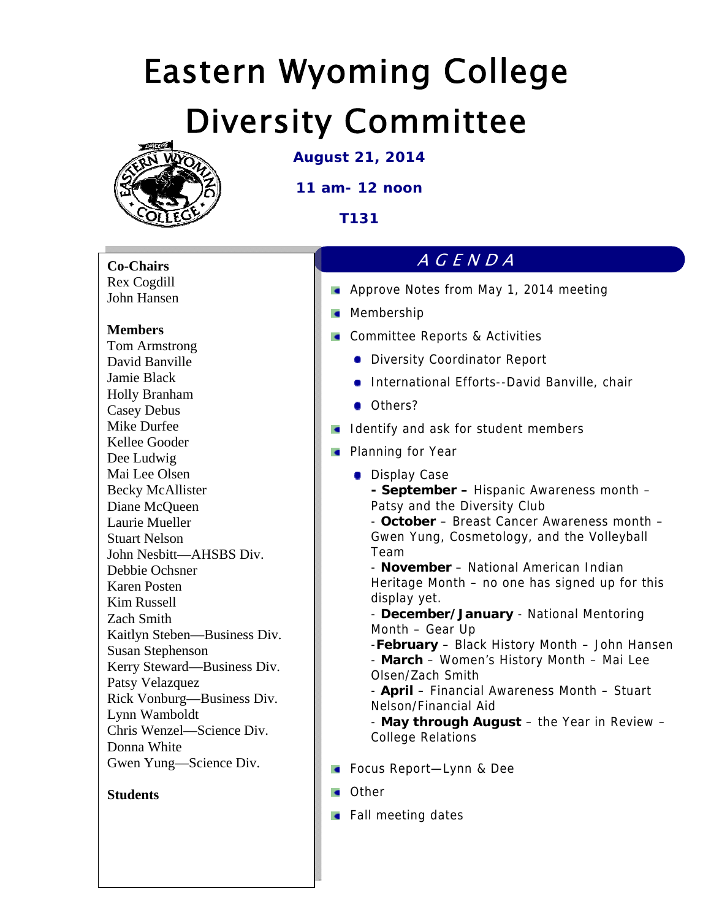# Eastern Wyoming College

# Diversity Committee

**August 21, 2014**

**11 am- 12 noon**

**T131**

**Co-Chairs**
Rex Cogdill
John Hansen

**Members**
Tom Armstrong
David Banville
Jamie Black
Holly Branham
Casey Debus
Mike Durfee
Kellee Gooder
Dee Ludwig
Mai Lee Olsen
Becky McAllister
Diane McQueen
Laurie Mueller
Stuart Nelson
John Nesbitt—AHSBS Div.
Debbie Ochsner
Karen Posten
Kim Russell
Zach Smith
Kaitlyn Steben—Business Div.
Susan Stephenson
Kerry Steward—Business Div.
Patsy Velazquez
Rick Vonburg—Business Div.
Lynn Wamboldt
Chris Wenzel—Science Div.
Donna White
Gwen Yung—Science Div.

**Students**

## *A G E N D A*

- Approve Notes from May 1, 2014 meeting
- Membership
- Committee Reports & Activities
  - Diversity Coordinator Report
  - International Efforts--David Banville, chair
  - Others?
- Identify and ask for student members
- Planning for Year
  - Display Case
    **- September –** Hispanic Awareness month – Patsy and the Diversity Club
    - **October** – Breast Cancer Awareness month – Gwen Yung, Cosmetology, and the Volleyball Team
    - **November** – National American Indian Heritage Month – no one has signed up for this display yet.
    - **December/January** - National Mentoring Month – Gear Up
    -**February** – Black History Month – John Hansen
    - **March** – Women's History Month – Mai Lee Olsen/Zach Smith
    - **April** – Financial Awareness Month – Stuart Nelson/Financial Aid
    - **May through August** – the Year in Review – College Relations
- Focus Report—Lynn & Dee
- Other
- Fall meeting dates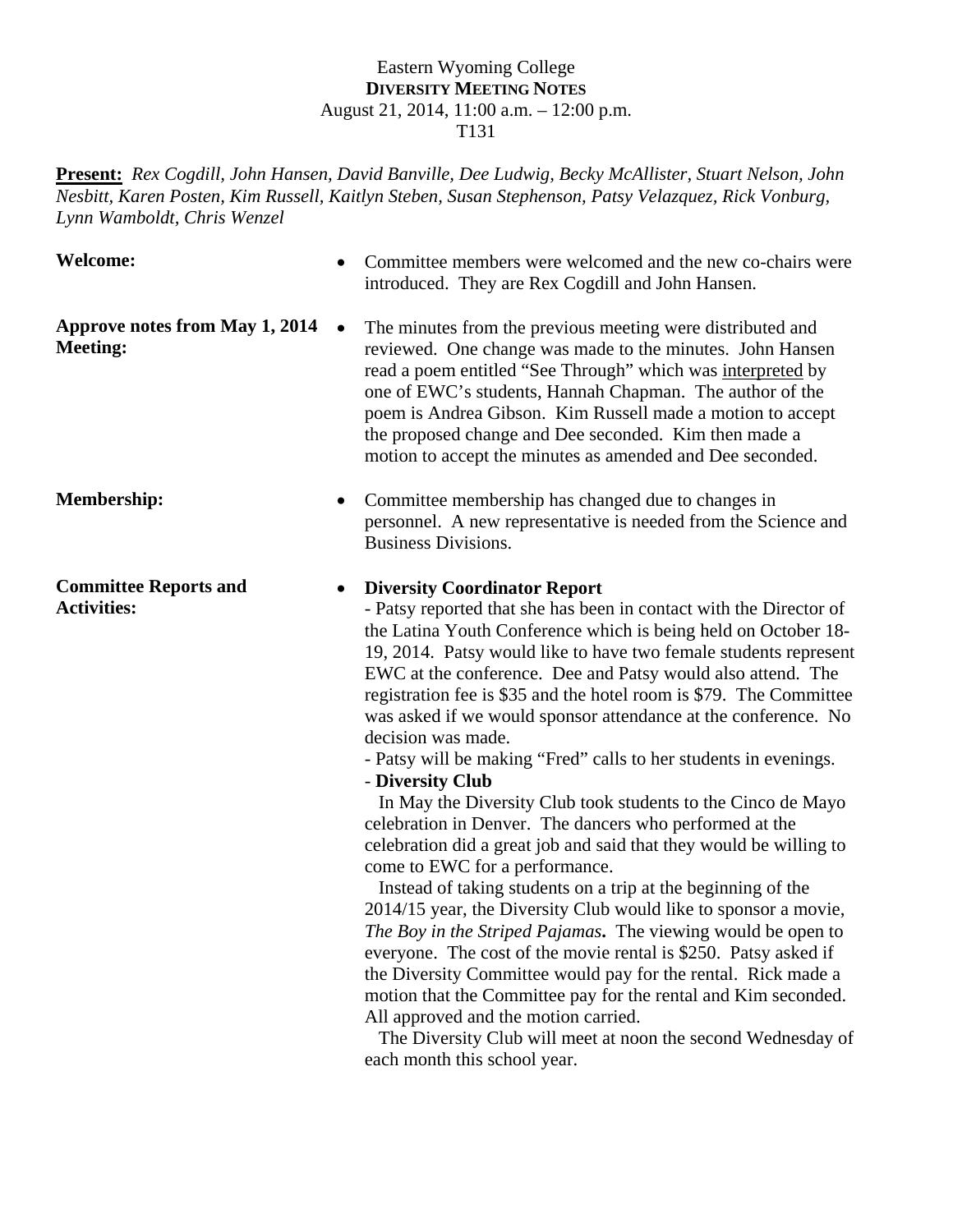Eastern Wyoming College
**DIVERSITY MEETING NOTES**
August 21, 2014, 11:00 a.m. – 12:00 p.m.
T131

**Present:** *Rex Cogdill, John Hansen, David Banville, Dee Ludwig, Becky McAllister, Stuart Nelson, John Nesbitt, Karen Posten, Kim Russell, Kaitlyn Steben, Susan Stephenson, Patsy Velazquez, Rick Vonburg, Lynn Wamboldt, Chris Wenzel*

**Welcome:**

- Committee members were welcomed and the new co-chairs were introduced. They are Rex Cogdill and John Hansen.

**Approve notes from May 1, 2014 Meeting:**

- The minutes from the previous meeting were distributed and reviewed. One change was made to the minutes. John Hansen read a poem entitled "See Through" which was <u>interpreted</u> by one of EWC's students, Hannah Chapman. The author of the poem is Andrea Gibson. Kim Russell made a motion to accept the proposed change and Dee seconded. Kim then made a motion to accept the minutes as amended and Dee seconded.

**Membership:**

- Committee membership has changed due to changes in personnel. A new representative is needed from the Science and Business Divisions.

**Committee Reports and Activities:**

- **Diversity Coordinator Report**
  - Patsy reported that she has been in contact with the Director of the Latina Youth Conference which is being held on October 18-19, 2014. Patsy would like to have two female students represent EWC at the conference. Dee and Patsy would also attend. The registration fee is $35 and the hotel room is $79. The Committee was asked if we would sponsor attendance at the conference. No decision was made.
  - Patsy will be making "Fred" calls to her students in evenings.
  - **Diversity Club**

    In May the Diversity Club took students to the Cinco de Mayo celebration in Denver. The dancers who performed at the celebration did a great job and said that they would be willing to come to EWC for a performance.

    Instead of taking students on a trip at the beginning of the 2014/15 year, the Diversity Club would like to sponsor a movie, *The Boy in the Striped Pajamas*. The viewing would be open to everyone. The cost of the movie rental is $250. Patsy asked if the Diversity Committee would pay for the rental. Rick made a motion that the Committee pay for the rental and Kim seconded. All approved and the motion carried.

    The Diversity Club will meet at noon the second Wednesday of each month this school year.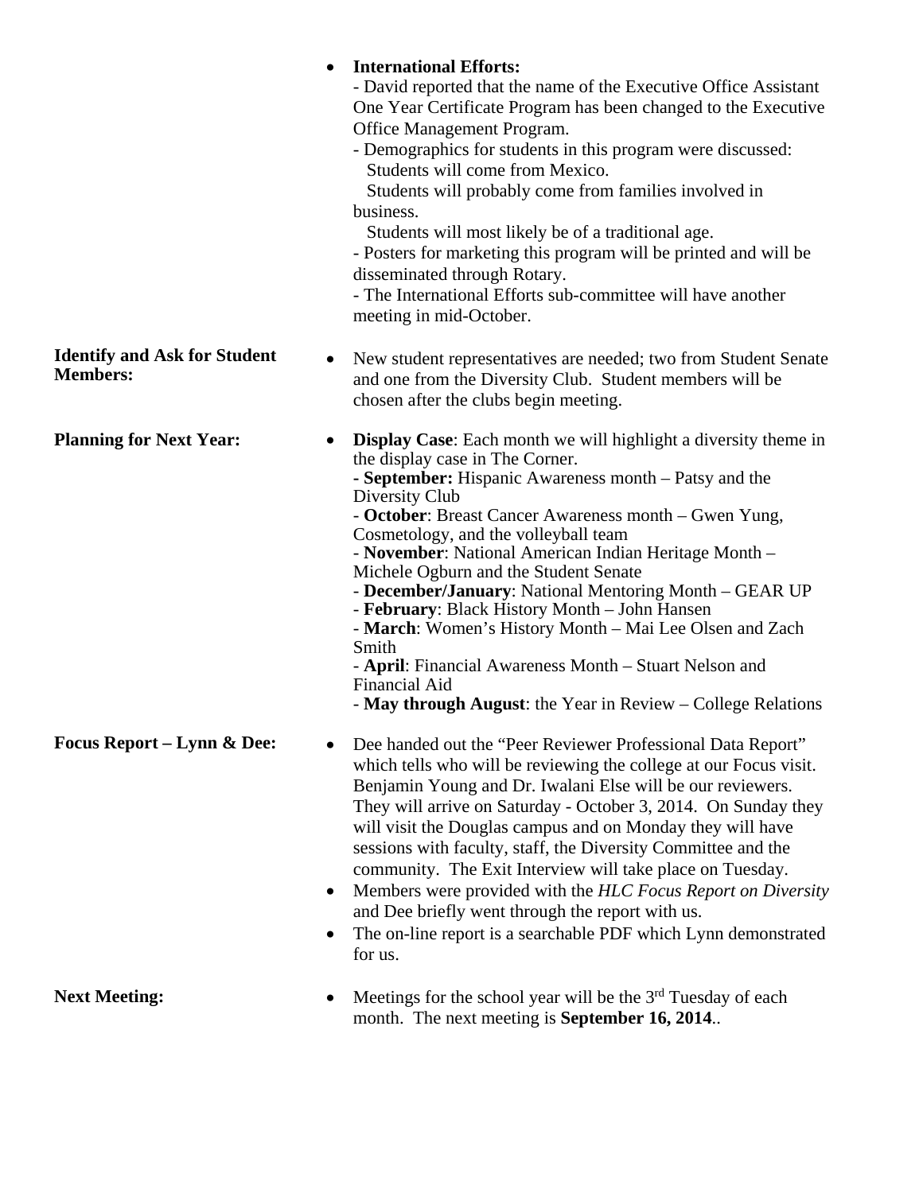- **International Efforts:**
  - David reported that the name of the Executive Office Assistant One Year Certificate Program has been changed to the Executive Office Management Program.
  - Demographics for students in this program were discussed:
    Students will come from Mexico.
    Students will probably come from families involved in business.
    Students will most likely be of a traditional age.
  - Posters for marketing this program will be printed and will be disseminated through Rotary.
  - The International Efforts sub-committee will have another meeting in mid-October.

**Identify and Ask for Student Members:**

- New student representatives are needed; two from Student Senate and one from the Diversity Club. Student members will be chosen after the clubs begin meeting.

**Planning for Next Year:**

- **Display Case**: Each month we will highlight a diversity theme in the display case in The Corner.
  - **September:** Hispanic Awareness month – Patsy and the Diversity Club
  - **October**: Breast Cancer Awareness month – Gwen Yung, Cosmetology, and the volleyball team
  - **November**: National American Indian Heritage Month – Michele Ogburn and the Student Senate
  - **December/January**: National Mentoring Month – GEAR UP
  - **February**: Black History Month – John Hansen
  - **March**: Women's History Month – Mai Lee Olsen and Zach Smith
  - **April**: Financial Awareness Month – Stuart Nelson and Financial Aid
  - **May through August**: the Year in Review – College Relations

**Focus Report – Lynn & Dee:**

- Dee handed out the "Peer Reviewer Professional Data Report" which tells who will be reviewing the college at our Focus visit. Benjamin Young and Dr. Iwalani Else will be our reviewers. They will arrive on Saturday - October 3, 2014. On Sunday they will visit the Douglas campus and on Monday they will have sessions with faculty, staff, the Diversity Committee and the community. The Exit Interview will take place on Tuesday.
- Members were provided with the *HLC Focus Report on Diversity* and Dee briefly went through the report with us.
- The on-line report is a searchable PDF which Lynn demonstrated for us.

**Next Meeting:**

- Meetings for the school year will be the 3rd Tuesday of each month. The next meeting is **September 16, 2014**..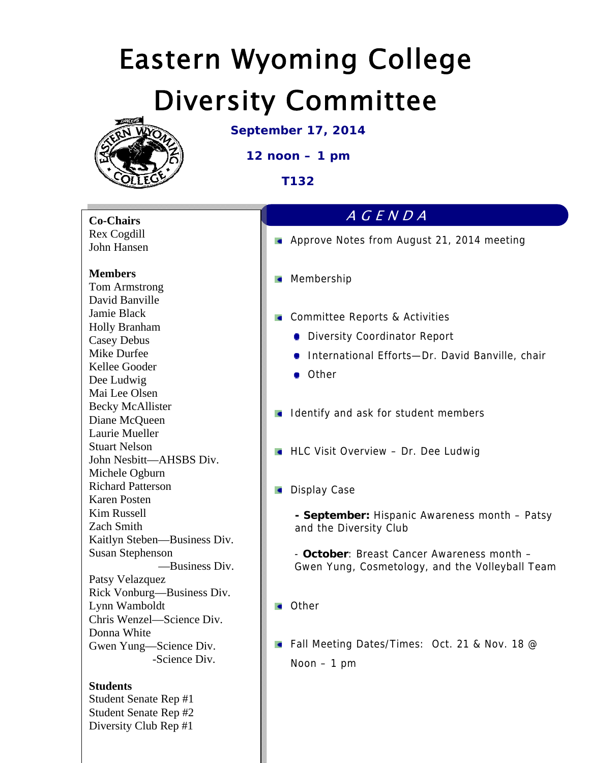# Eastern Wyoming College

# Diversity Committee

**September 17, 2014**

**12 noon – 1 pm**

**T132**

**Co-Chairs**
Rex Cogdill
John Hansen

**Members**
Tom Armstrong
David Banville
Jamie Black
Holly Branham
Casey Debus
Mike Durfee
Kellee Gooder
Dee Ludwig
Mai Lee Olsen
Becky McAllister
Diane McQueen
Laurie Mueller
Stuart Nelson
John Nesbitt—AHSBS Div.
Michele Ogburn
Richard Patterson
Karen Posten
Kim Russell
Zach Smith
Kaitlyn Steben—Business Div.
Susan Stephenson —Business Div.
Patsy Velazquez
Rick Vonburg—Business Div.
Lynn Wamboldt
Chris Wenzel—Science Div.
Donna White
Gwen Yung—Science Div. -Science Div.

**Students**
Student Senate Rep #1
Student Senate Rep #2
Diversity Club Rep #1

## AGENDA

- Approve Notes from August 21, 2014 meeting
- Membership
- Committee Reports & Activities
  - Diversity Coordinator Report
  - International Efforts—Dr. David Banville, chair
  - Other
- Identify and ask for student members
- HLC Visit Overview – Dr. Dee Ludwig
- Display Case

  **- September:** Hispanic Awareness month – Patsy and the Diversity Club

  - **October**: Breast Cancer Awareness month – Gwen Yung, Cosmetology, and the Volleyball Team
- Other
- Fall Meeting Dates/Times: Oct. 21 & Nov. 18 @ Noon – 1 pm